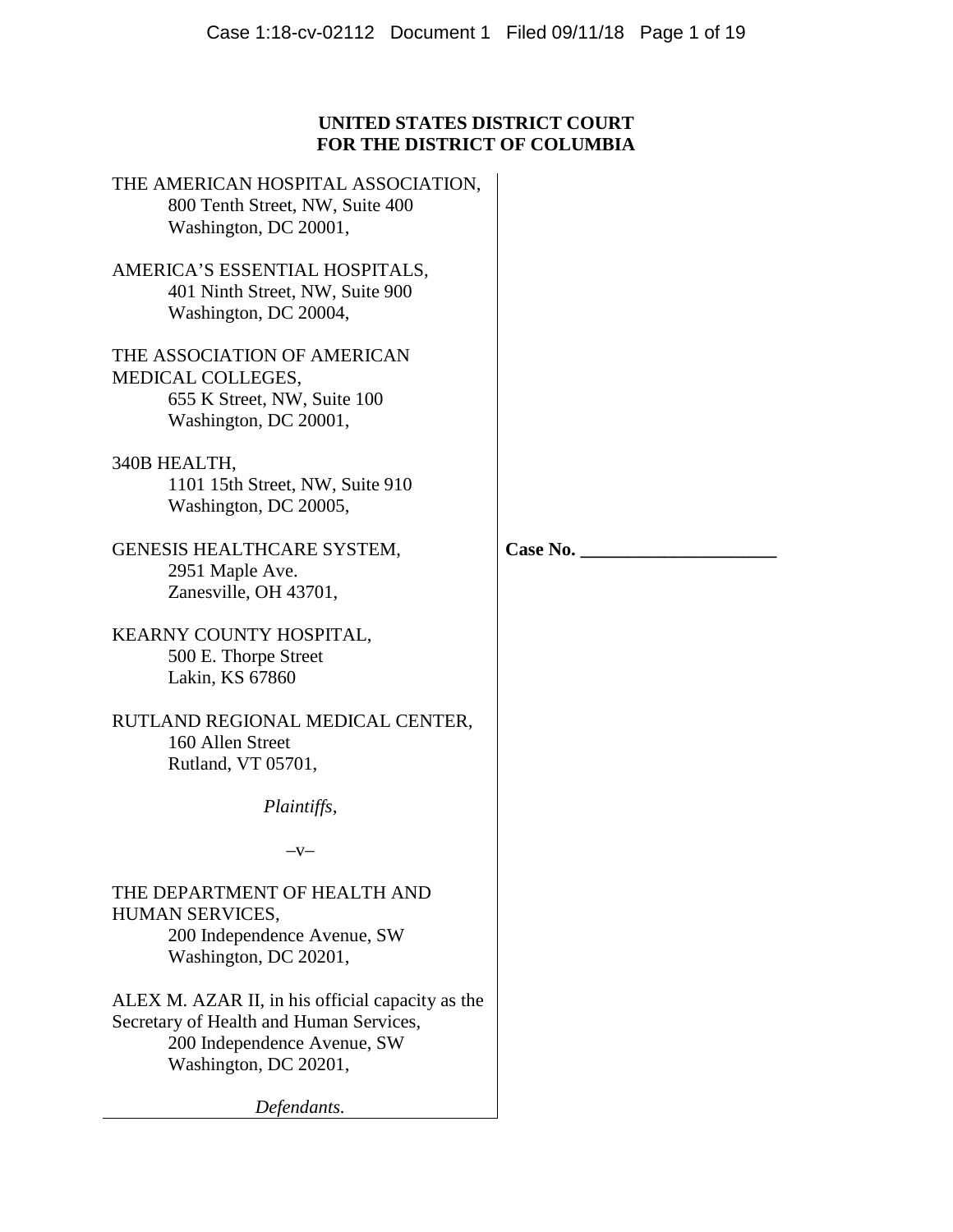**UNITED STATES DISTRICT COURT**
**FOR THE DISTRICT OF COLUMBIA**

THE AMERICAN HOSPITAL ASSOCIATION,
800 Tenth Street, NW, Suite 400
Washington, DC 20001,

AMERICA'S ESSENTIAL HOSPITALS,
401 Ninth Street, NW, Suite 900
Washington, DC 20004,

THE ASSOCIATION OF AMERICAN MEDICAL COLLEGES,
655 K Street, NW, Suite 100
Washington, DC 20001,

340B HEALTH,
1101 15th Street, NW, Suite 910
Washington, DC 20005,

GENESIS HEALTHCARE SYSTEM,
2951 Maple Ave.
Zanesville, OH 43701,

KEARNY COUNTY HOSPITAL,
500 E. Thorpe Street
Lakin, KS 67860

RUTLAND REGIONAL MEDICAL CENTER,
160 Allen Street
Rutland, VT 05701,

*Plaintiffs,*

–v–

THE DEPARTMENT OF HEALTH AND HUMAN SERVICES,
200 Independence Avenue, SW
Washington, DC 20201,

ALEX M. AZAR II, in his official capacity as the Secretary of Health and Human Services,
200 Independence Avenue, SW
Washington, DC 20201,

*Defendants.*

**Case No. \_\_\_\_\_\_\_\_\_\_\_\_\_\_\_\_\_\_\_\_\_**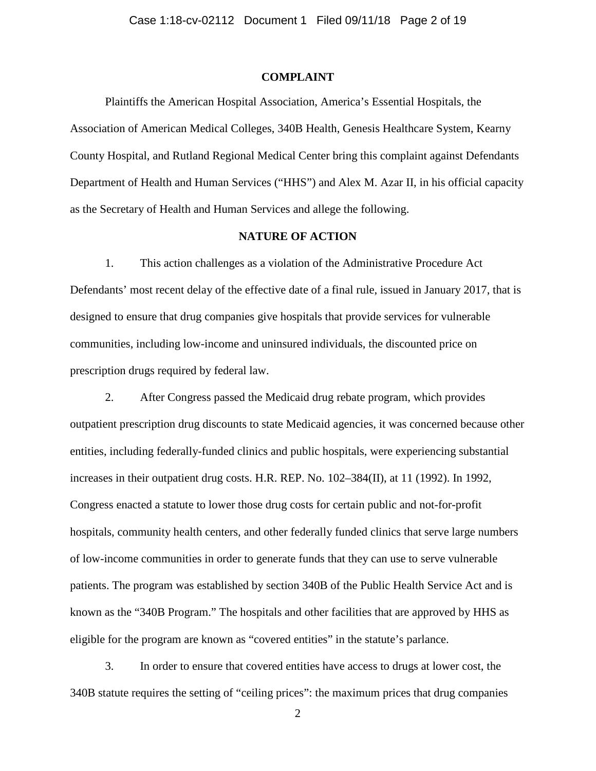## COMPLAINT

Plaintiffs the American Hospital Association, America's Essential Hospitals, the Association of American Medical Colleges, 340B Health, Genesis Healthcare System, Kearny County Hospital, and Rutland Regional Medical Center bring this complaint against Defendants Department of Health and Human Services ("HHS") and Alex M. Azar II, in his official capacity as the Secretary of Health and Human Services and allege the following.

## NATURE OF ACTION

1. This action challenges as a violation of the Administrative Procedure Act Defendants' most recent delay of the effective date of a final rule, issued in January 2017, that is designed to ensure that drug companies give hospitals that provide services for vulnerable communities, including low-income and uninsured individuals, the discounted price on prescription drugs required by federal law.

2. After Congress passed the Medicaid drug rebate program, which provides outpatient prescription drug discounts to state Medicaid agencies, it was concerned because other entities, including federally-funded clinics and public hospitals, were experiencing substantial increases in their outpatient drug costs. H.R. REP. No. 102–384(II), at 11 (1992). In 1992, Congress enacted a statute to lower those drug costs for certain public and not-for-profit hospitals, community health centers, and other federally funded clinics that serve large numbers of low-income communities in order to generate funds that they can use to serve vulnerable patients. The program was established by section 340B of the Public Health Service Act and is known as the "340B Program." The hospitals and other facilities that are approved by HHS as eligible for the program are known as "covered entities" in the statute's parlance.

3. In order to ensure that covered entities have access to drugs at lower cost, the 340B statute requires the setting of "ceiling prices": the maximum prices that drug companies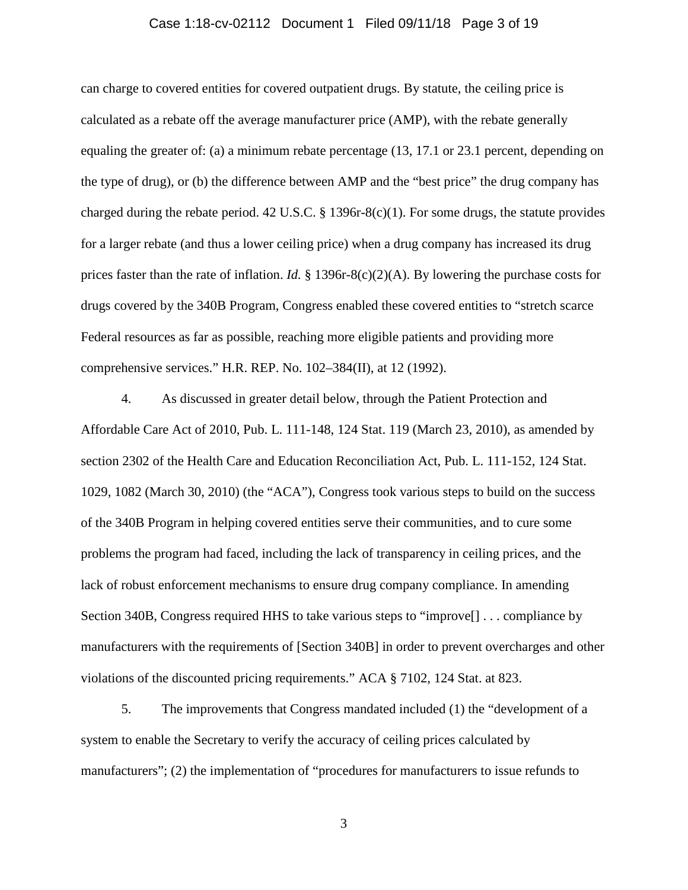can charge to covered entities for covered outpatient drugs. By statute, the ceiling price is calculated as a rebate off the average manufacturer price (AMP), with the rebate generally equaling the greater of: (a) a minimum rebate percentage (13, 17.1 or 23.1 percent, depending on the type of drug), or (b) the difference between AMP and the "best price" the drug company has charged during the rebate period. 42 U.S.C. § 1396r-8(c)(1). For some drugs, the statute provides for a larger rebate (and thus a lower ceiling price) when a drug company has increased its drug prices faster than the rate of inflation. *Id.* § 1396r-8(c)(2)(A). By lowering the purchase costs for drugs covered by the 340B Program, Congress enabled these covered entities to "stretch scarce Federal resources as far as possible, reaching more eligible patients and providing more comprehensive services." H.R. REP. No. 102–384(II), at 12 (1992).

4. As discussed in greater detail below, through the Patient Protection and Affordable Care Act of 2010, Pub. L. 111-148, 124 Stat. 119 (March 23, 2010), as amended by section 2302 of the Health Care and Education Reconciliation Act, Pub. L. 111-152, 124 Stat. 1029, 1082 (March 30, 2010) (the "ACA"), Congress took various steps to build on the success of the 340B Program in helping covered entities serve their communities, and to cure some problems the program had faced, including the lack of transparency in ceiling prices, and the lack of robust enforcement mechanisms to ensure drug company compliance. In amending Section 340B, Congress required HHS to take various steps to "improve[] . . . compliance by manufacturers with the requirements of [Section 340B] in order to prevent overcharges and other violations of the discounted pricing requirements." ACA § 7102, 124 Stat. at 823.

5. The improvements that Congress mandated included (1) the "development of a system to enable the Secretary to verify the accuracy of ceiling prices calculated by manufacturers"; (2) the implementation of "procedures for manufacturers to issue refunds to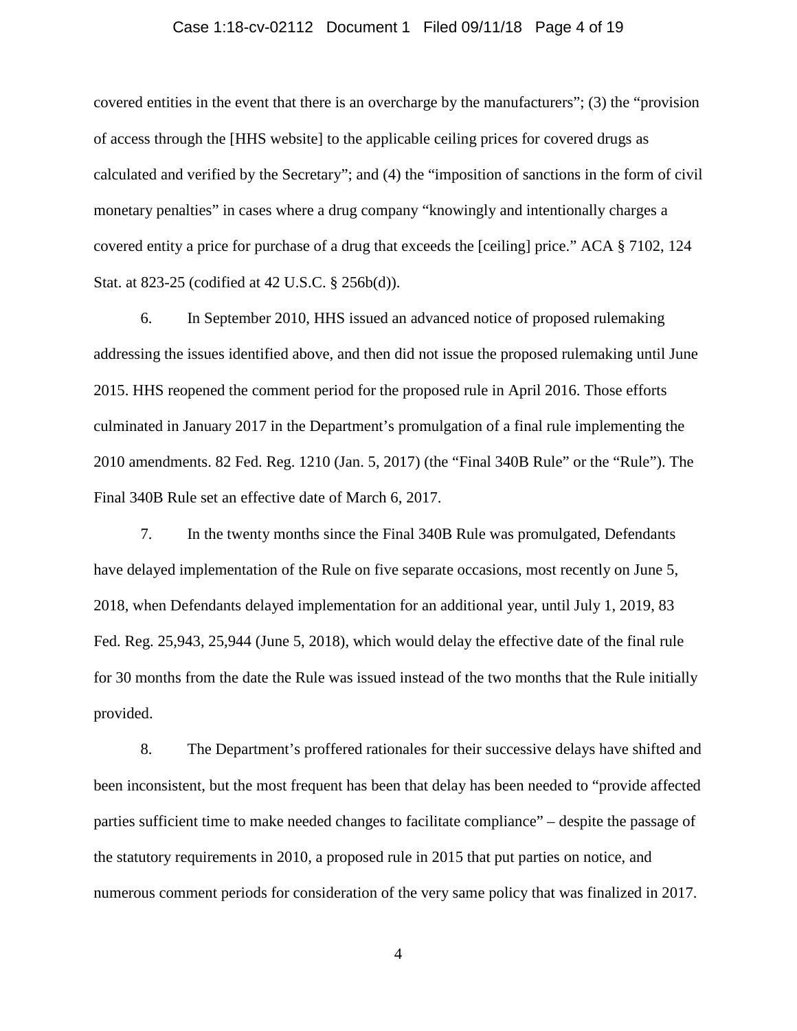covered entities in the event that there is an overcharge by the manufacturers"; (3) the "provision of access through the [HHS website] to the applicable ceiling prices for covered drugs as calculated and verified by the Secretary"; and (4) the "imposition of sanctions in the form of civil monetary penalties" in cases where a drug company "knowingly and intentionally charges a covered entity a price for purchase of a drug that exceeds the [ceiling] price." ACA § 7102, 124 Stat. at 823-25 (codified at 42 U.S.C. § 256b(d)).

6. In September 2010, HHS issued an advanced notice of proposed rulemaking addressing the issues identified above, and then did not issue the proposed rulemaking until June 2015. HHS reopened the comment period for the proposed rule in April 2016. Those efforts culminated in January 2017 in the Department's promulgation of a final rule implementing the 2010 amendments. 82 Fed. Reg. 1210 (Jan. 5, 2017) (the "Final 340B Rule" or the "Rule"). The Final 340B Rule set an effective date of March 6, 2017.

7. In the twenty months since the Final 340B Rule was promulgated, Defendants have delayed implementation of the Rule on five separate occasions, most recently on June 5, 2018, when Defendants delayed implementation for an additional year, until July 1, 2019, 83 Fed. Reg. 25,943, 25,944 (June 5, 2018), which would delay the effective date of the final rule for 30 months from the date the Rule was issued instead of the two months that the Rule initially provided.

8. The Department's proffered rationales for their successive delays have shifted and been inconsistent, but the most frequent has been that delay has been needed to "provide affected parties sufficient time to make needed changes to facilitate compliance" – despite the passage of the statutory requirements in 2010, a proposed rule in 2015 that put parties on notice, and numerous comment periods for consideration of the very same policy that was finalized in 2017.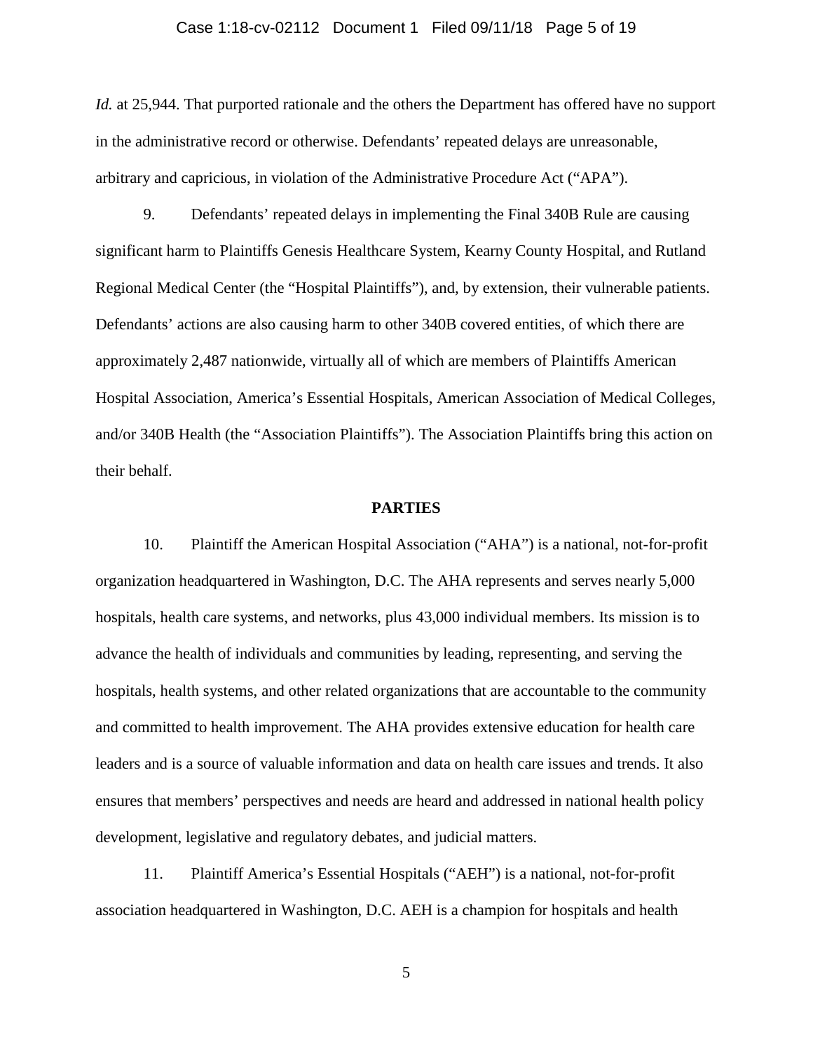*Id.* at 25,944. That purported rationale and the others the Department has offered have no support in the administrative record or otherwise. Defendants' repeated delays are unreasonable, arbitrary and capricious, in violation of the Administrative Procedure Act ("APA").

9. Defendants' repeated delays in implementing the Final 340B Rule are causing significant harm to Plaintiffs Genesis Healthcare System, Kearny County Hospital, and Rutland Regional Medical Center (the "Hospital Plaintiffs"), and, by extension, their vulnerable patients. Defendants' actions are also causing harm to other 340B covered entities, of which there are approximately 2,487 nationwide, virtually all of which are members of Plaintiffs American Hospital Association, America's Essential Hospitals, American Association of Medical Colleges, and/or 340B Health (the "Association Plaintiffs"). The Association Plaintiffs bring this action on their behalf.

## PARTIES

10. Plaintiff the American Hospital Association ("AHA") is a national, not-for-profit organization headquartered in Washington, D.C. The AHA represents and serves nearly 5,000 hospitals, health care systems, and networks, plus 43,000 individual members. Its mission is to advance the health of individuals and communities by leading, representing, and serving the hospitals, health systems, and other related organizations that are accountable to the community and committed to health improvement. The AHA provides extensive education for health care leaders and is a source of valuable information and data on health care issues and trends. It also ensures that members' perspectives and needs are heard and addressed in national health policy development, legislative and regulatory debates, and judicial matters.

11. Plaintiff America's Essential Hospitals ("AEH") is a national, not-for-profit association headquartered in Washington, D.C. AEH is a champion for hospitals and health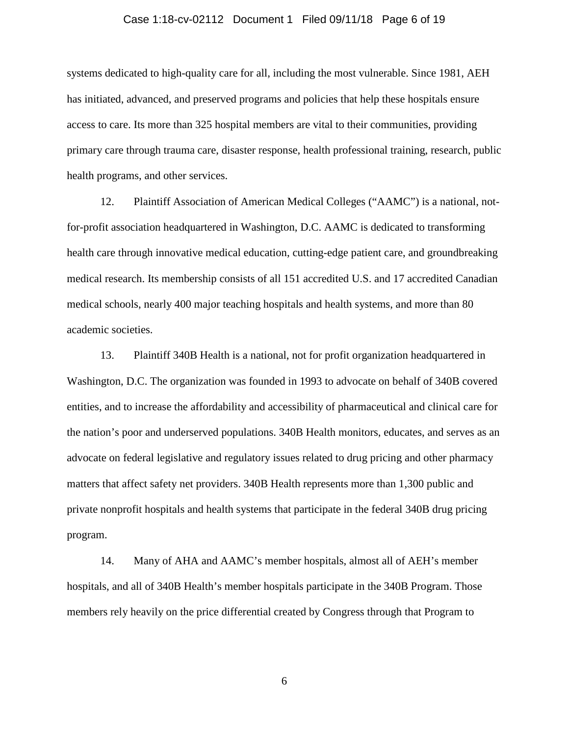systems dedicated to high-quality care for all, including the most vulnerable. Since 1981, AEH has initiated, advanced, and preserved programs and policies that help these hospitals ensure access to care. Its more than 325 hospital members are vital to their communities, providing primary care through trauma care, disaster response, health professional training, research, public health programs, and other services.

12. Plaintiff Association of American Medical Colleges ("AAMC") is a national, not-for-profit association headquartered in Washington, D.C. AAMC is dedicated to transforming health care through innovative medical education, cutting-edge patient care, and groundbreaking medical research. Its membership consists of all 151 accredited U.S. and 17 accredited Canadian medical schools, nearly 400 major teaching hospitals and health systems, and more than 80 academic societies.

13. Plaintiff 340B Health is a national, not for profit organization headquartered in Washington, D.C. The organization was founded in 1993 to advocate on behalf of 340B covered entities, and to increase the affordability and accessibility of pharmaceutical and clinical care for the nation's poor and underserved populations. 340B Health monitors, educates, and serves as an advocate on federal legislative and regulatory issues related to drug pricing and other pharmacy matters that affect safety net providers. 340B Health represents more than 1,300 public and private nonprofit hospitals and health systems that participate in the federal 340B drug pricing program.

14. Many of AHA and AAMC's member hospitals, almost all of AEH's member hospitals, and all of 340B Health's member hospitals participate in the 340B Program. Those members rely heavily on the price differential created by Congress through that Program to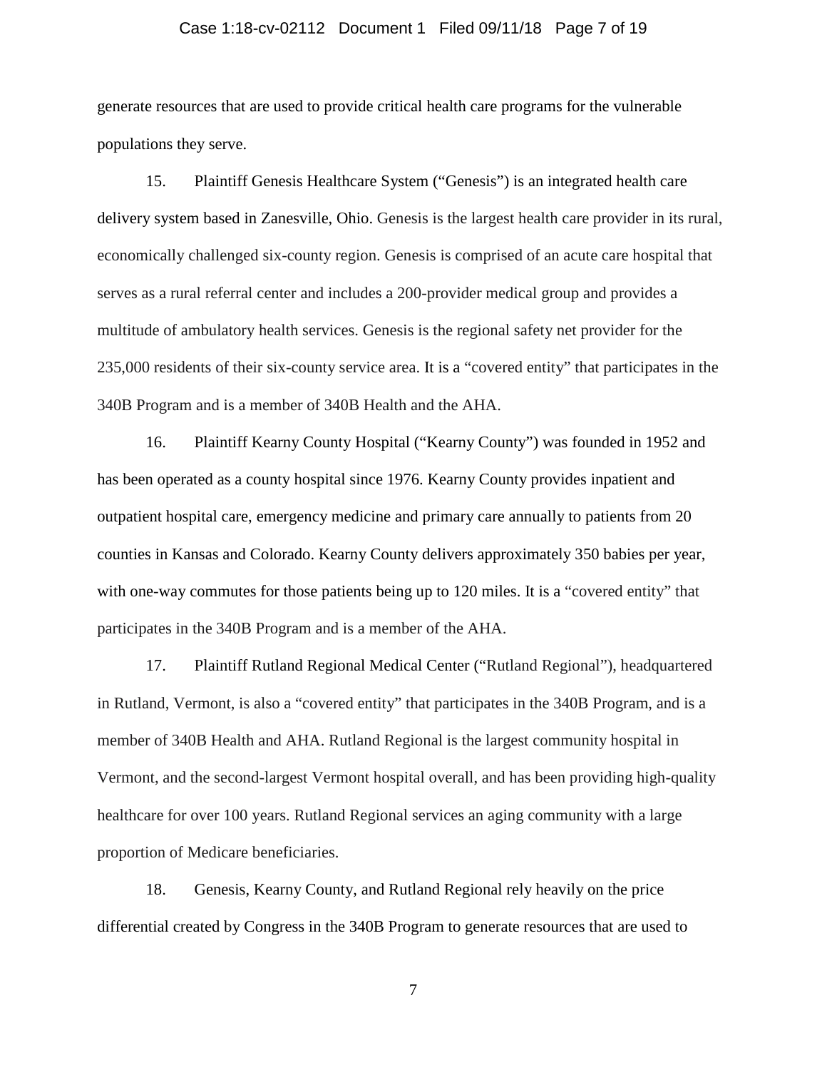generate resources that are used to provide critical health care programs for the vulnerable populations they serve.

15. Plaintiff Genesis Healthcare System ("Genesis") is an integrated health care delivery system based in Zanesville, Ohio. Genesis is the largest health care provider in its rural, economically challenged six-county region. Genesis is comprised of an acute care hospital that serves as a rural referral center and includes a 200-provider medical group and provides a multitude of ambulatory health services. Genesis is the regional safety net provider for the 235,000 residents of their six-county service area. It is a "covered entity" that participates in the 340B Program and is a member of 340B Health and the AHA.

16. Plaintiff Kearny County Hospital ("Kearny County") was founded in 1952 and has been operated as a county hospital since 1976. Kearny County provides inpatient and outpatient hospital care, emergency medicine and primary care annually to patients from 20 counties in Kansas and Colorado. Kearny County delivers approximately 350 babies per year, with one-way commutes for those patients being up to 120 miles. It is a "covered entity" that participates in the 340B Program and is a member of the AHA.

17. Plaintiff Rutland Regional Medical Center ("Rutland Regional"), headquartered in Rutland, Vermont, is also a "covered entity" that participates in the 340B Program, and is a member of 340B Health and AHA. Rutland Regional is the largest community hospital in Vermont, and the second-largest Vermont hospital overall, and has been providing high-quality healthcare for over 100 years. Rutland Regional services an aging community with a large proportion of Medicare beneficiaries.

18. Genesis, Kearny County, and Rutland Regional rely heavily on the price differential created by Congress in the 340B Program to generate resources that are used to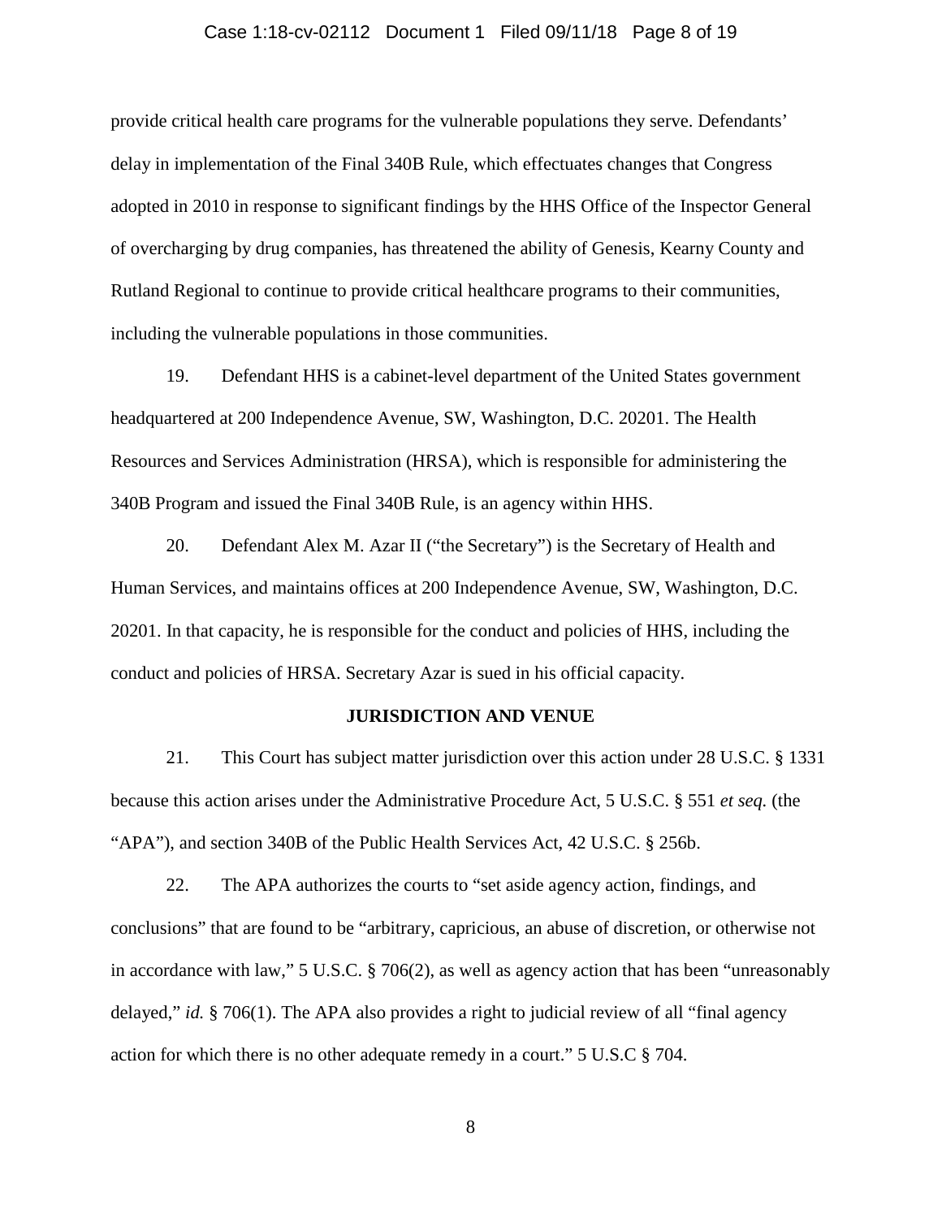provide critical health care programs for the vulnerable populations they serve. Defendants' delay in implementation of the Final 340B Rule, which effectuates changes that Congress adopted in 2010 in response to significant findings by the HHS Office of the Inspector General of overcharging by drug companies, has threatened the ability of Genesis, Kearny County and Rutland Regional to continue to provide critical healthcare programs to their communities, including the vulnerable populations in those communities.

19. Defendant HHS is a cabinet-level department of the United States government headquartered at 200 Independence Avenue, SW, Washington, D.C. 20201. The Health Resources and Services Administration (HRSA), which is responsible for administering the 340B Program and issued the Final 340B Rule, is an agency within HHS.

20. Defendant Alex M. Azar II ("the Secretary") is the Secretary of Health and Human Services, and maintains offices at 200 Independence Avenue, SW, Washington, D.C. 20201. In that capacity, he is responsible for the conduct and policies of HHS, including the conduct and policies of HRSA. Secretary Azar is sued in his official capacity.

## JURISDICTION AND VENUE

21. This Court has subject matter jurisdiction over this action under 28 U.S.C. § 1331 because this action arises under the Administrative Procedure Act, 5 U.S.C. § 551 *et seq.* (the "APA"), and section 340B of the Public Health Services Act, 42 U.S.C. § 256b.

22. The APA authorizes the courts to "set aside agency action, findings, and conclusions" that are found to be "arbitrary, capricious, an abuse of discretion, or otherwise not in accordance with law," 5 U.S.C. § 706(2), as well as agency action that has been "unreasonably delayed," *id.* § 706(1). The APA also provides a right to judicial review of all "final agency action for which there is no other adequate remedy in a court." 5 U.S.C § 704.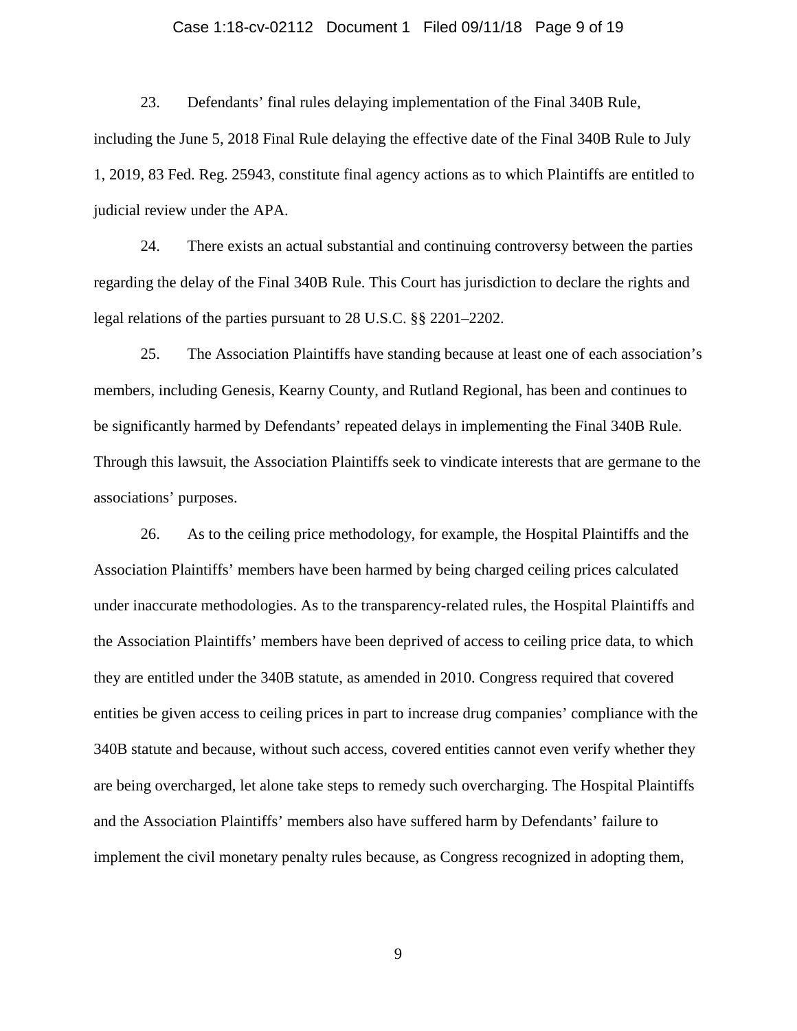23. Defendants' final rules delaying implementation of the Final 340B Rule, including the June 5, 2018 Final Rule delaying the effective date of the Final 340B Rule to July 1, 2019, 83 Fed. Reg. 25943, constitute final agency actions as to which Plaintiffs are entitled to judicial review under the APA.

24. There exists an actual substantial and continuing controversy between the parties regarding the delay of the Final 340B Rule. This Court has jurisdiction to declare the rights and legal relations of the parties pursuant to 28 U.S.C. §§ 2201–2202.

25. The Association Plaintiffs have standing because at least one of each association's members, including Genesis, Kearny County, and Rutland Regional, has been and continues to be significantly harmed by Defendants' repeated delays in implementing the Final 340B Rule. Through this lawsuit, the Association Plaintiffs seek to vindicate interests that are germane to the associations' purposes.

26. As to the ceiling price methodology, for example, the Hospital Plaintiffs and the Association Plaintiffs' members have been harmed by being charged ceiling prices calculated under inaccurate methodologies. As to the transparency-related rules, the Hospital Plaintiffs and the Association Plaintiffs' members have been deprived of access to ceiling price data, to which they are entitled under the 340B statute, as amended in 2010. Congress required that covered entities be given access to ceiling prices in part to increase drug companies' compliance with the 340B statute and because, without such access, covered entities cannot even verify whether they are being overcharged, let alone take steps to remedy such overcharging. The Hospital Plaintiffs and the Association Plaintiffs' members also have suffered harm by Defendants' failure to implement the civil monetary penalty rules because, as Congress recognized in adopting them,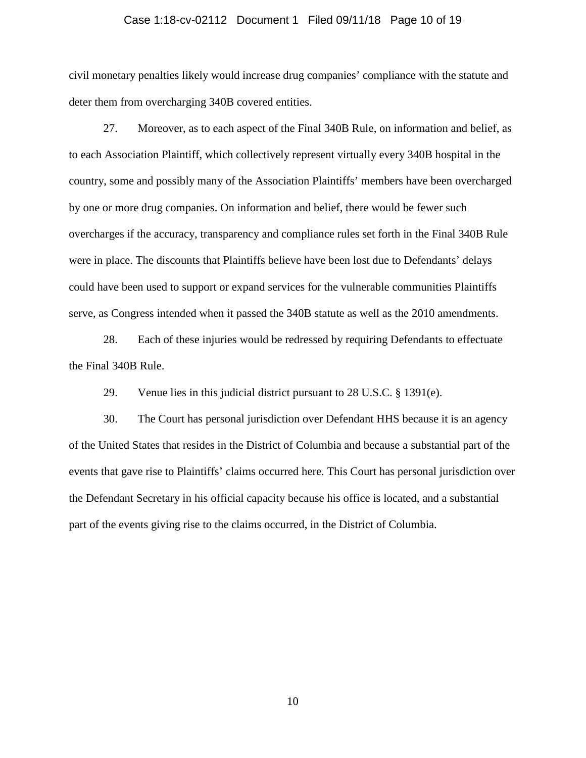civil monetary penalties likely would increase drug companies' compliance with the statute and deter them from overcharging 340B covered entities.

27. Moreover, as to each aspect of the Final 340B Rule, on information and belief, as to each Association Plaintiff, which collectively represent virtually every 340B hospital in the country, some and possibly many of the Association Plaintiffs' members have been overcharged by one or more drug companies. On information and belief, there would be fewer such overcharges if the accuracy, transparency and compliance rules set forth in the Final 340B Rule were in place. The discounts that Plaintiffs believe have been lost due to Defendants' delays could have been used to support or expand services for the vulnerable communities Plaintiffs serve, as Congress intended when it passed the 340B statute as well as the 2010 amendments.

28. Each of these injuries would be redressed by requiring Defendants to effectuate the Final 340B Rule.

29. Venue lies in this judicial district pursuant to 28 U.S.C. § 1391(e).

30. The Court has personal jurisdiction over Defendant HHS because it is an agency of the United States that resides in the District of Columbia and because a substantial part of the events that gave rise to Plaintiffs' claims occurred here. This Court has personal jurisdiction over the Defendant Secretary in his official capacity because his office is located, and a substantial part of the events giving rise to the claims occurred, in the District of Columbia.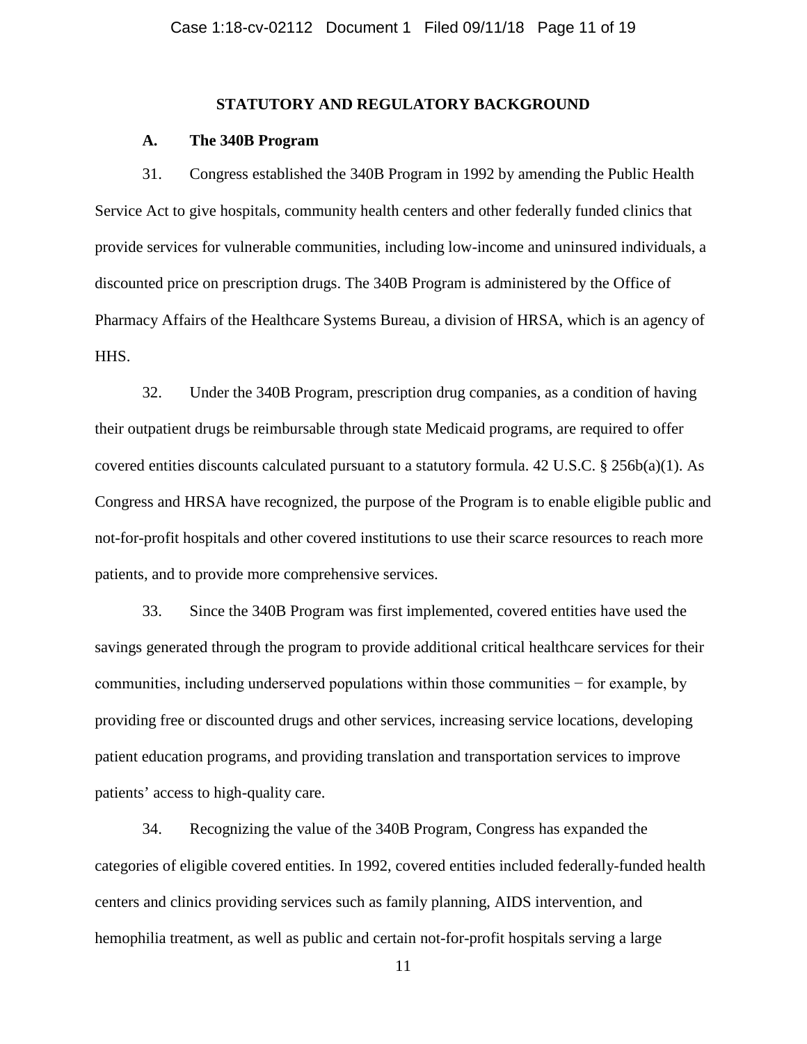## STATUTORY AND REGULATORY BACKGROUND

### A. The 340B Program

31. Congress established the 340B Program in 1992 by amending the Public Health Service Act to give hospitals, community health centers and other federally funded clinics that provide services for vulnerable communities, including low-income and uninsured individuals, a discounted price on prescription drugs. The 340B Program is administered by the Office of Pharmacy Affairs of the Healthcare Systems Bureau, a division of HRSA, which is an agency of HHS.

32. Under the 340B Program, prescription drug companies, as a condition of having their outpatient drugs be reimbursable through state Medicaid programs, are required to offer covered entities discounts calculated pursuant to a statutory formula. 42 U.S.C. § 256b(a)(1). As Congress and HRSA have recognized, the purpose of the Program is to enable eligible public and not-for-profit hospitals and other covered institutions to use their scarce resources to reach more patients, and to provide more comprehensive services.

33. Since the 340B Program was first implemented, covered entities have used the savings generated through the program to provide additional critical healthcare services for their communities, including underserved populations within those communities − for example, by providing free or discounted drugs and other services, increasing service locations, developing patient education programs, and providing translation and transportation services to improve patients' access to high-quality care.

34. Recognizing the value of the 340B Program, Congress has expanded the categories of eligible covered entities. In 1992, covered entities included federally-funded health centers and clinics providing services such as family planning, AIDS intervention, and hemophilia treatment, as well as public and certain not-for-profit hospitals serving a large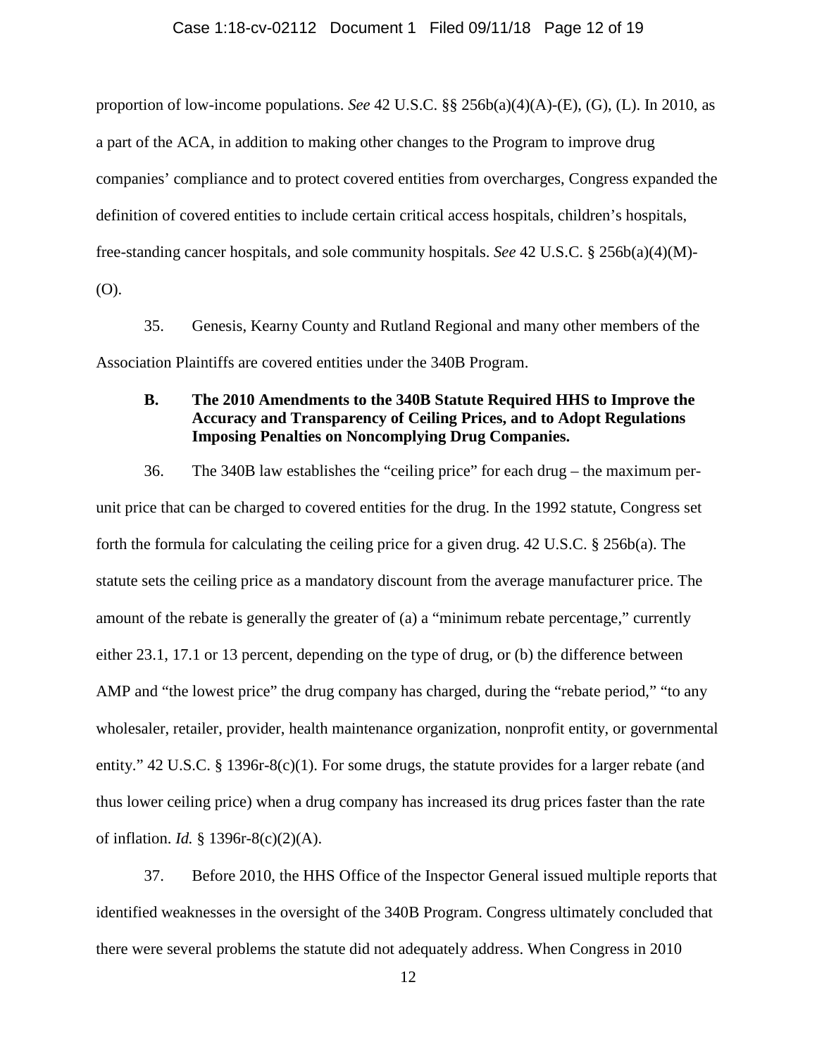proportion of low-income populations. *See* 42 U.S.C. §§ 256b(a)(4)(A)-(E), (G), (L). In 2010, as a part of the ACA, in addition to making other changes to the Program to improve drug companies' compliance and to protect covered entities from overcharges, Congress expanded the definition of covered entities to include certain critical access hospitals, children's hospitals, free-standing cancer hospitals, and sole community hospitals. *See* 42 U.S.C. § 256b(a)(4)(M)-(O).

35. Genesis, Kearny County and Rutland Regional and many other members of the Association Plaintiffs are covered entities under the 340B Program.

### B. The 2010 Amendments to the 340B Statute Required HHS to Improve the Accuracy and Transparency of Ceiling Prices, and to Adopt Regulations Imposing Penalties on Noncomplying Drug Companies.

36. The 340B law establishes the "ceiling price" for each drug – the maximum per-unit price that can be charged to covered entities for the drug. In the 1992 statute, Congress set forth the formula for calculating the ceiling price for a given drug. 42 U.S.C. § 256b(a). The statute sets the ceiling price as a mandatory discount from the average manufacturer price. The amount of the rebate is generally the greater of (a) a "minimum rebate percentage," currently either 23.1, 17.1 or 13 percent, depending on the type of drug, or (b) the difference between AMP and "the lowest price" the drug company has charged, during the "rebate period," "to any wholesaler, retailer, provider, health maintenance organization, nonprofit entity, or governmental entity." 42 U.S.C. § 1396r-8(c)(1). For some drugs, the statute provides for a larger rebate (and thus lower ceiling price) when a drug company has increased its drug prices faster than the rate of inflation. *Id.* § 1396r-8(c)(2)(A).

37. Before 2010, the HHS Office of the Inspector General issued multiple reports that identified weaknesses in the oversight of the 340B Program. Congress ultimately concluded that there were several problems the statute did not adequately address. When Congress in 2010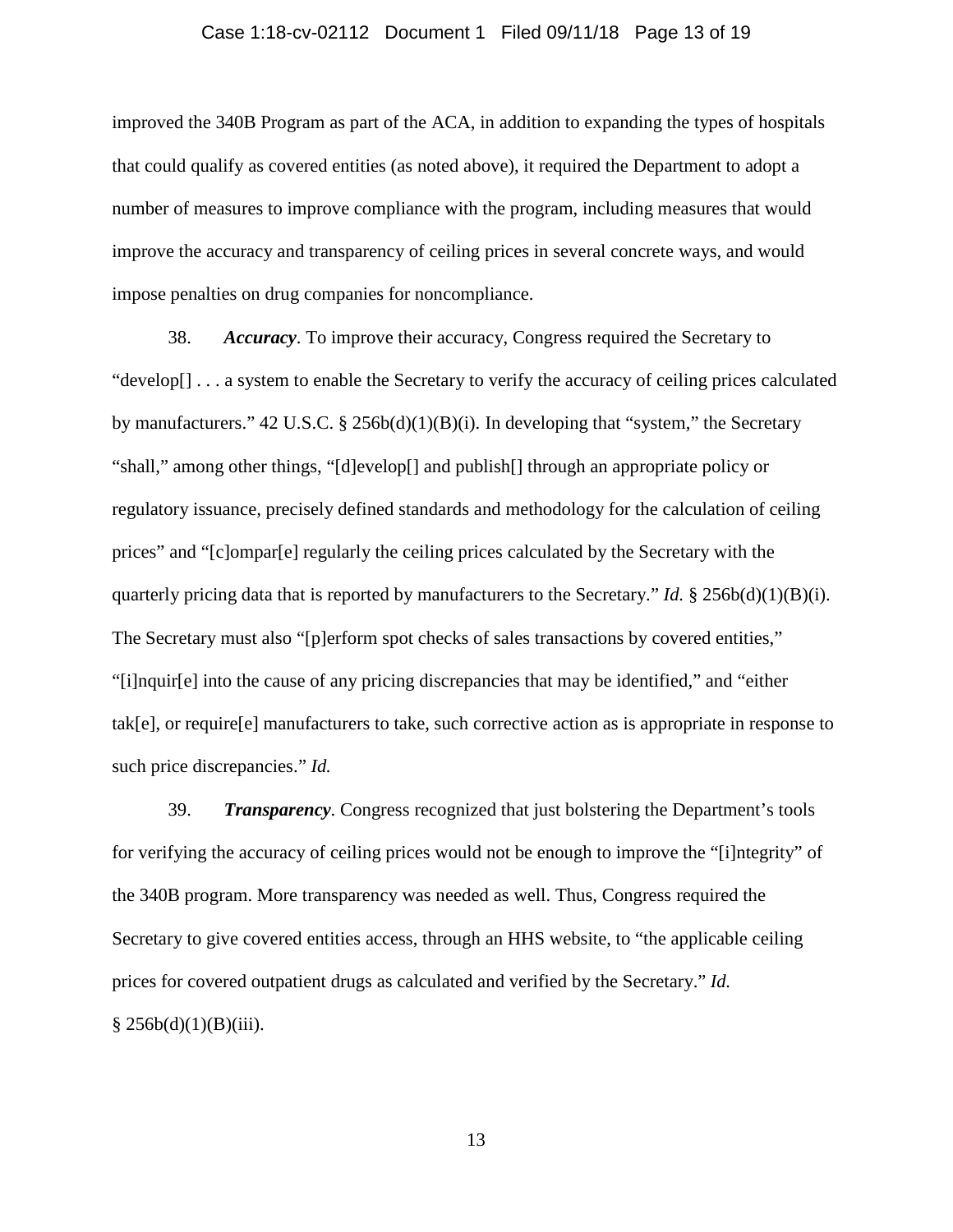improved the 340B Program as part of the ACA, in addition to expanding the types of hospitals that could qualify as covered entities (as noted above), it required the Department to adopt a number of measures to improve compliance with the program, including measures that would improve the accuracy and transparency of ceiling prices in several concrete ways, and would impose penalties on drug companies for noncompliance.

38. ***Accuracy***. To improve their accuracy, Congress required the Secretary to "develop[] . . . a system to enable the Secretary to verify the accuracy of ceiling prices calculated by manufacturers." 42 U.S.C. § 256b(d)(1)(B)(i). In developing that "system," the Secretary "shall," among other things, "[d]evelop[] and publish[] through an appropriate policy or regulatory issuance, precisely defined standards and methodology for the calculation of ceiling prices" and "[c]ompar[e] regularly the ceiling prices calculated by the Secretary with the quarterly pricing data that is reported by manufacturers to the Secretary." *Id.* § 256b(d)(1)(B)(i). The Secretary must also "[p]erform spot checks of sales transactions by covered entities," "[i]nquir[e] into the cause of any pricing discrepancies that may be identified," and "either tak[e], or require[e] manufacturers to take, such corrective action as is appropriate in response to such price discrepancies." *Id.*

39. ***Transparency***. Congress recognized that just bolstering the Department's tools for verifying the accuracy of ceiling prices would not be enough to improve the "[i]ntegrity" of the 340B program. More transparency was needed as well. Thus, Congress required the Secretary to give covered entities access, through an HHS website, to "the applicable ceiling prices for covered outpatient drugs as calculated and verified by the Secretary." *Id.* § 256b(d)(1)(B)(iii).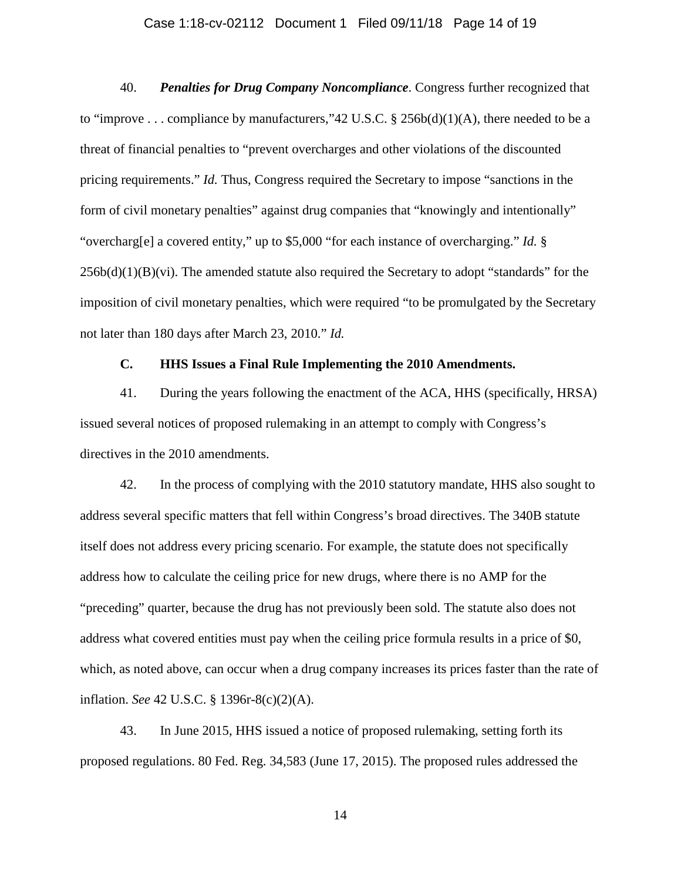40. ***Penalties for Drug Company Noncompliance***. Congress further recognized that to "improve . . . compliance by manufacturers,"42 U.S.C. § 256b(d)(1)(A), there needed to be a threat of financial penalties to "prevent overcharges and other violations of the discounted pricing requirements." *Id.* Thus, Congress required the Secretary to impose "sanctions in the form of civil monetary penalties" against drug companies that "knowingly and intentionally" "overcharg[e] a covered entity," up to $5,000 "for each instance of overcharging." *Id.* § 256b(d)(1)(B)(vi). The amended statute also required the Secretary to adopt "standards" for the imposition of civil monetary penalties, which were required "to be promulgated by the Secretary not later than 180 days after March 23, 2010." *Id.*

### C. HHS Issues a Final Rule Implementing the 2010 Amendments.

41. During the years following the enactment of the ACA, HHS (specifically, HRSA) issued several notices of proposed rulemaking in an attempt to comply with Congress's directives in the 2010 amendments.

42. In the process of complying with the 2010 statutory mandate, HHS also sought to address several specific matters that fell within Congress's broad directives. The 340B statute itself does not address every pricing scenario. For example, the statute does not specifically address how to calculate the ceiling price for new drugs, where there is no AMP for the "preceding" quarter, because the drug has not previously been sold. The statute also does not address what covered entities must pay when the ceiling price formula results in a price of $0, which, as noted above, can occur when a drug company increases its prices faster than the rate of inflation. *See* 42 U.S.C. § 1396r-8(c)(2)(A).

43. In June 2015, HHS issued a notice of proposed rulemaking, setting forth its proposed regulations. 80 Fed. Reg. 34,583 (June 17, 2015). The proposed rules addressed the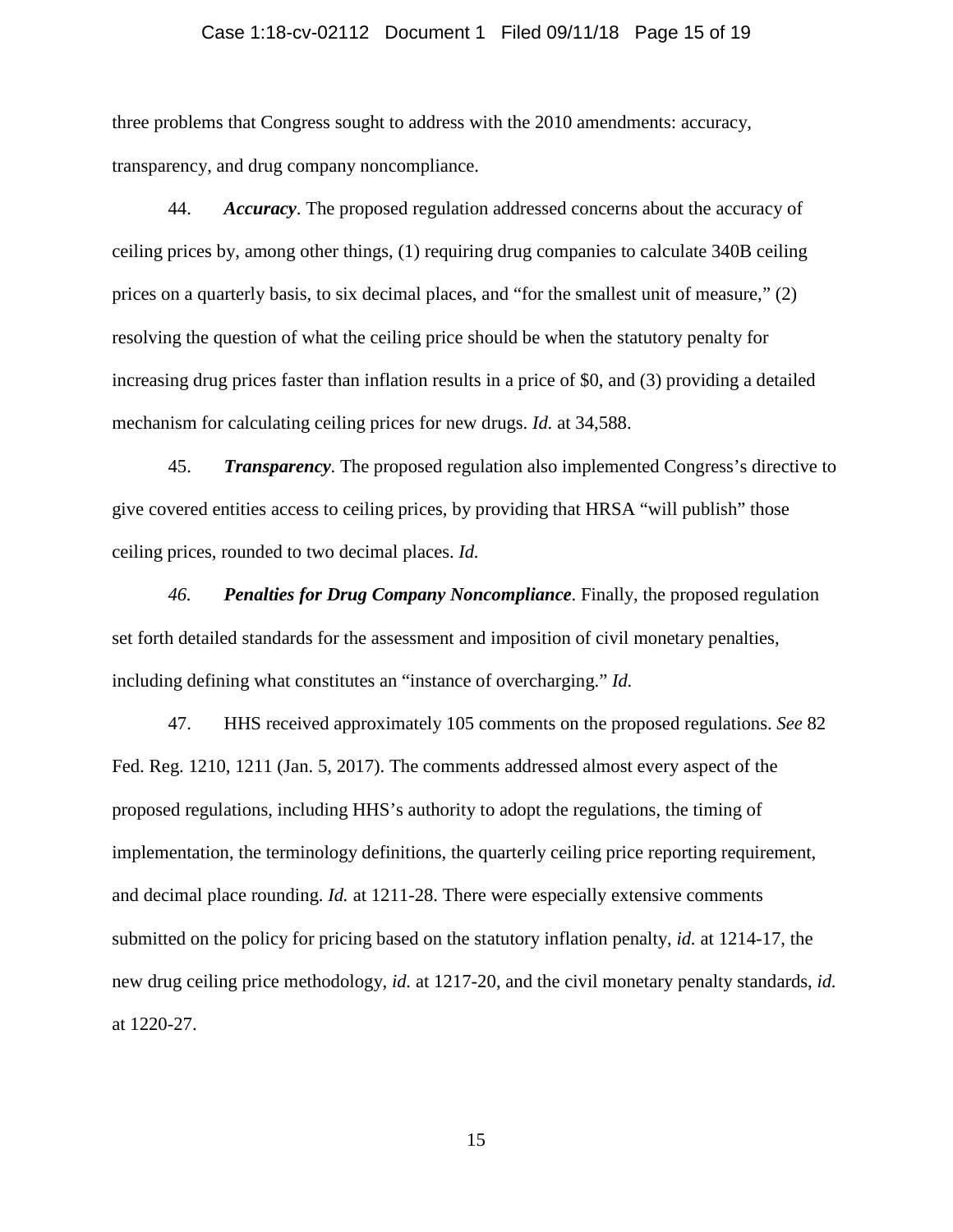three problems that Congress sought to address with the 2010 amendments: accuracy, transparency, and drug company noncompliance.

44. ***Accuracy***. The proposed regulation addressed concerns about the accuracy of ceiling prices by, among other things, (1) requiring drug companies to calculate 340B ceiling prices on a quarterly basis, to six decimal places, and "for the smallest unit of measure," (2) resolving the question of what the ceiling price should be when the statutory penalty for increasing drug prices faster than inflation results in a price of $0, and (3) providing a detailed mechanism for calculating ceiling prices for new drugs. *Id.* at 34,588.

45. ***Transparency***. The proposed regulation also implemented Congress's directive to give covered entities access to ceiling prices, by providing that HRSA "will publish" those ceiling prices, rounded to two decimal places. *Id.*

*46.* ***Penalties for Drug Company Noncompliance***. Finally, the proposed regulation set forth detailed standards for the assessment and imposition of civil monetary penalties, including defining what constitutes an "instance of overcharging." *Id.*

47. HHS received approximately 105 comments on the proposed regulations. *See* 82 Fed. Reg. 1210, 1211 (Jan. 5, 2017). The comments addressed almost every aspect of the proposed regulations, including HHS's authority to adopt the regulations, the timing of implementation, the terminology definitions, the quarterly ceiling price reporting requirement, and decimal place rounding. *Id.* at 1211-28. There were especially extensive comments submitted on the policy for pricing based on the statutory inflation penalty, *id.* at 1214-17, the new drug ceiling price methodology, *id.* at 1217-20, and the civil monetary penalty standards, *id.* at 1220-27.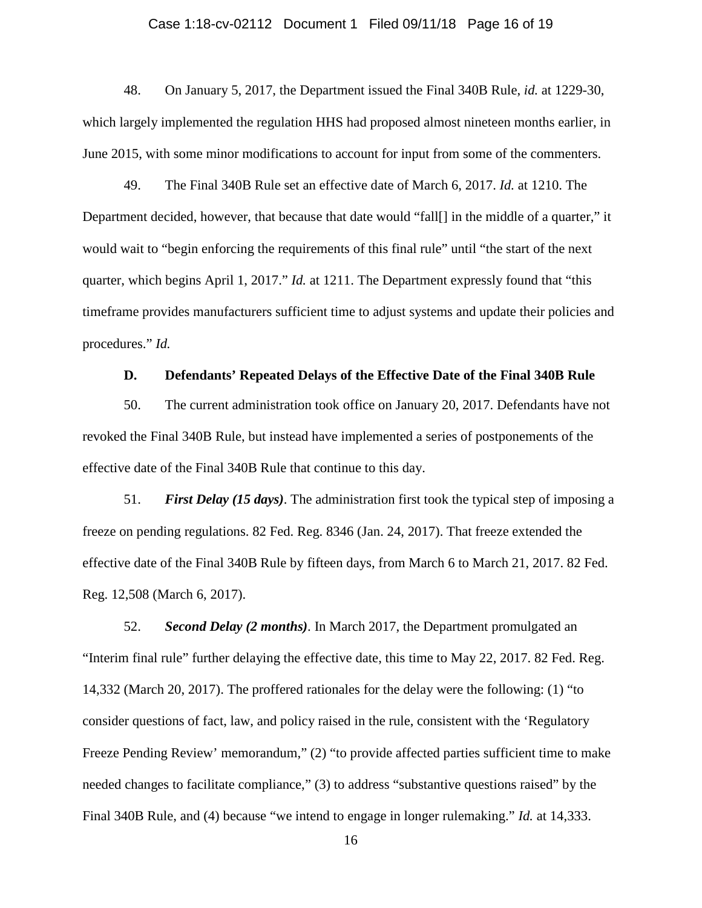48. On January 5, 2017, the Department issued the Final 340B Rule, *id.* at 1229-30, which largely implemented the regulation HHS had proposed almost nineteen months earlier, in June 2015, with some minor modifications to account for input from some of the commenters.

49. The Final 340B Rule set an effective date of March 6, 2017. *Id.* at 1210. The Department decided, however, that because that date would "fall[] in the middle of a quarter," it would wait to "begin enforcing the requirements of this final rule" until "the start of the next quarter, which begins April 1, 2017." *Id.* at 1211. The Department expressly found that "this timeframe provides manufacturers sufficient time to adjust systems and update their policies and procedures." *Id.*

### D. Defendants' Repeated Delays of the Effective Date of the Final 340B Rule

50. The current administration took office on January 20, 2017. Defendants have not revoked the Final 340B Rule, but instead have implemented a series of postponements of the effective date of the Final 340B Rule that continue to this day.

51. ***First Delay (15 days)***. The administration first took the typical step of imposing a freeze on pending regulations. 82 Fed. Reg. 8346 (Jan. 24, 2017). That freeze extended the effective date of the Final 340B Rule by fifteen days, from March 6 to March 21, 2017. 82 Fed. Reg. 12,508 (March 6, 2017).

52. ***Second Delay (2 months)***. In March 2017, the Department promulgated an "Interim final rule" further delaying the effective date, this time to May 22, 2017. 82 Fed. Reg. 14,332 (March 20, 2017). The proffered rationales for the delay were the following: (1) "to consider questions of fact, law, and policy raised in the rule, consistent with the 'Regulatory Freeze Pending Review' memorandum," (2) "to provide affected parties sufficient time to make needed changes to facilitate compliance," (3) to address "substantive questions raised" by the Final 340B Rule, and (4) because "we intend to engage in longer rulemaking." *Id.* at 14,333.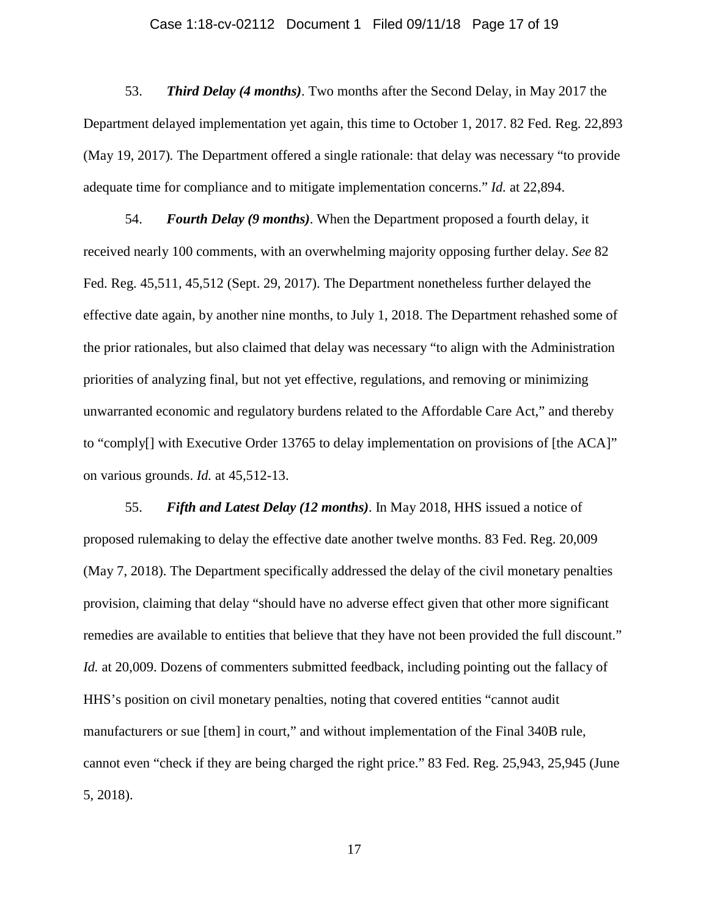53. ***Third Delay (4 months)***. Two months after the Second Delay, in May 2017 the Department delayed implementation yet again, this time to October 1, 2017. 82 Fed. Reg. 22,893 (May 19, 2017). The Department offered a single rationale: that delay was necessary "to provide adequate time for compliance and to mitigate implementation concerns." *Id.* at 22,894.

54. ***Fourth Delay (9 months)***. When the Department proposed a fourth delay, it received nearly 100 comments, with an overwhelming majority opposing further delay. *See* 82 Fed. Reg. 45,511, 45,512 (Sept. 29, 2017). The Department nonetheless further delayed the effective date again, by another nine months, to July 1, 2018. The Department rehashed some of the prior rationales, but also claimed that delay was necessary "to align with the Administration priorities of analyzing final, but not yet effective, regulations, and removing or minimizing unwarranted economic and regulatory burdens related to the Affordable Care Act," and thereby to "comply[] with Executive Order 13765 to delay implementation on provisions of [the ACA]" on various grounds. *Id.* at 45,512-13.

55. ***Fifth and Latest Delay (12 months)***. In May 2018, HHS issued a notice of proposed rulemaking to delay the effective date another twelve months. 83 Fed. Reg. 20,009 (May 7, 2018). The Department specifically addressed the delay of the civil monetary penalties provision, claiming that delay "should have no adverse effect given that other more significant remedies are available to entities that believe that they have not been provided the full discount." *Id.* at 20,009. Dozens of commenters submitted feedback, including pointing out the fallacy of HHS's position on civil monetary penalties, noting that covered entities "cannot audit manufacturers or sue [them] in court," and without implementation of the Final 340B rule, cannot even "check if they are being charged the right price." 83 Fed. Reg. 25,943, 25,945 (June 5, 2018).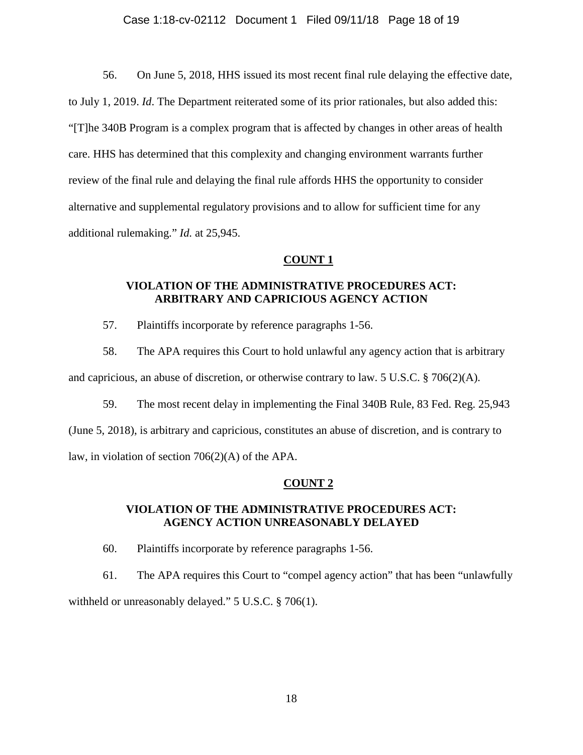56. On June 5, 2018, HHS issued its most recent final rule delaying the effective date, to July 1, 2019. *Id*. The Department reiterated some of its prior rationales, but also added this: "[T]he 340B Program is a complex program that is affected by changes in other areas of health care. HHS has determined that this complexity and changing environment warrants further review of the final rule and delaying the final rule affords HHS the opportunity to consider alternative and supplemental regulatory provisions and to allow for sufficient time for any additional rulemaking." *Id.* at 25,945.

## COUNT 1

### VIOLATION OF THE ADMINISTRATIVE PROCEDURES ACT: ARBITRARY AND CAPRICIOUS AGENCY ACTION

57. Plaintiffs incorporate by reference paragraphs 1-56.

58. The APA requires this Court to hold unlawful any agency action that is arbitrary and capricious, an abuse of discretion, or otherwise contrary to law. 5 U.S.C. § 706(2)(A).

59. The most recent delay in implementing the Final 340B Rule, 83 Fed. Reg. 25,943 (June 5, 2018), is arbitrary and capricious, constitutes an abuse of discretion, and is contrary to law, in violation of section 706(2)(A) of the APA.

## COUNT 2

### VIOLATION OF THE ADMINISTRATIVE PROCEDURES ACT: AGENCY ACTION UNREASONABLY DELAYED

60. Plaintiffs incorporate by reference paragraphs 1-56.

61. The APA requires this Court to "compel agency action" that has been "unlawfully withheld or unreasonably delayed." 5 U.S.C. § 706(1).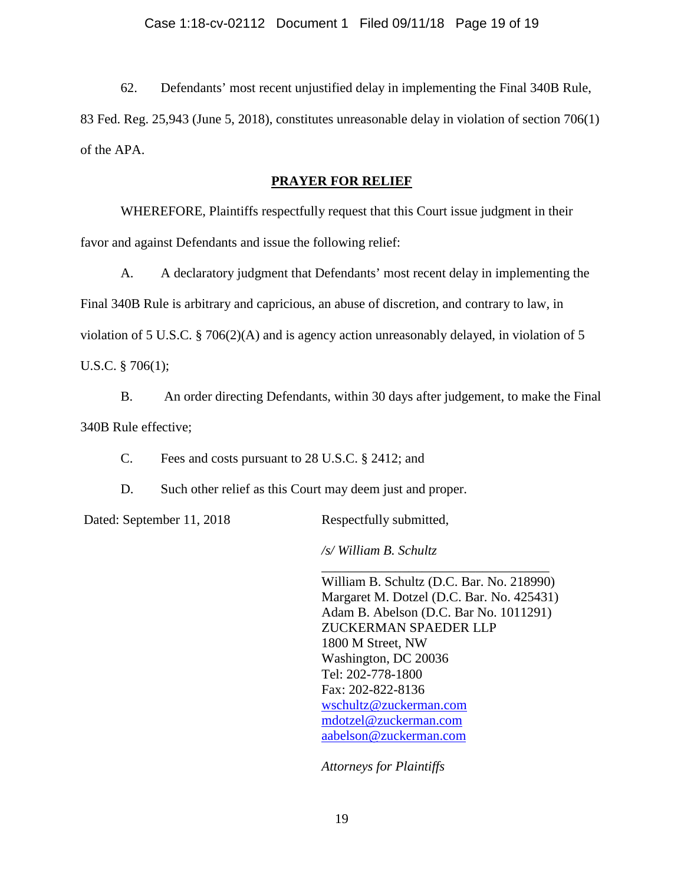62. Defendants' most recent unjustified delay in implementing the Final 340B Rule, 83 Fed. Reg. 25,943 (June 5, 2018), constitutes unreasonable delay in violation of section 706(1) of the APA.

**PRAYER FOR RELIEF**

WHEREFORE, Plaintiffs respectfully request that this Court issue judgment in their favor and against Defendants and issue the following relief:

A. A declaratory judgment that Defendants' most recent delay in implementing the Final 340B Rule is arbitrary and capricious, an abuse of discretion, and contrary to law, in violation of 5 U.S.C. § 706(2)(A) and is agency action unreasonably delayed, in violation of 5 U.S.C. § 706(1);

B. An order directing Defendants, within 30 days after judgement, to make the Final 340B Rule effective;

C. Fees and costs pursuant to 28 U.S.C. § 2412; and

D. Such other relief as this Court may deem just and proper.

Dated: September 11, 2018

Respectfully submitted,

*/s/ William B. Schultz*

William B. Schultz (D.C. Bar. No. 218990)
Margaret M. Dotzel (D.C. Bar. No. 425431)
Adam B. Abelson (D.C. Bar No. 1011291)
ZUCKERMAN SPAEDER LLP
1800 M Street, NW
Washington, DC 20036
Tel: 202-778-1800
Fax: 202-822-8136
wschultz@zuckerman.com
mdotzel@zuckerman.com
aabelson@zuckerman.com

*Attorneys for Plaintiffs*